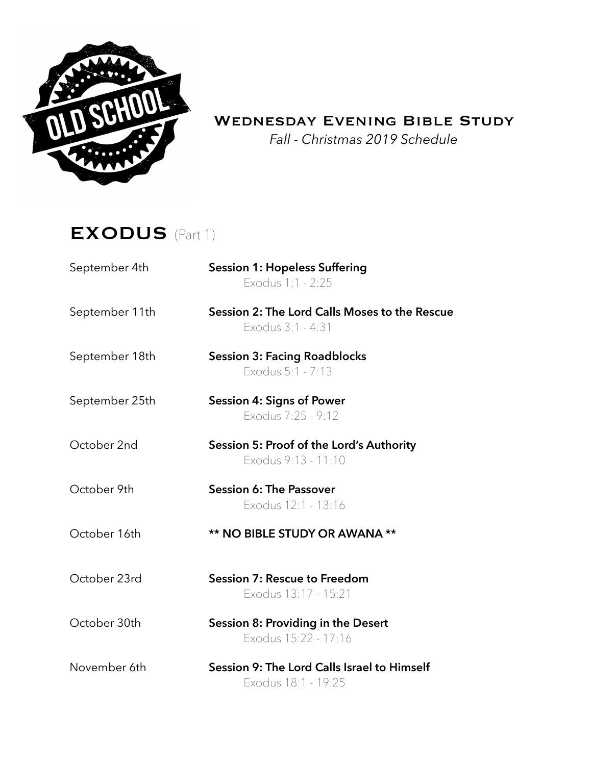# Wednesday Evening Bible Study

*Fall - Christmas 2019 Schedule*

## EXODUS (Part 1)

September 4th — **Session 1: Hopeless Suffering**
Exodus 1:1 - 2:25

September 11th — **Session 2: The Lord Calls Moses to the Rescue**
Exodus 3:1 - 4:31

September 18th — **Session 3: Facing Roadblocks**
Exodus 5:1 - 7:13

September 25th — **Session 4: Signs of Power**
Exodus 7:25 - 9:12

October 2nd — **Session 5: Proof of the Lord's Authority**
Exodus 9:13 - 11:10

October 9th — **Session 6: The Passover**
Exodus 12:1 - 13:16

October 16th — **\*\* NO BIBLE STUDY OR AWANA \*\***

October 23rd — **Session 7: Rescue to Freedom**
Exodus 13:17 - 15:21

October 30th — **Session 8: Providing in the Desert**
Exodus 15:22 - 17:16

November 6th — **Session 9: The Lord Calls Israel to Himself**
Exodus 18:1 - 19:25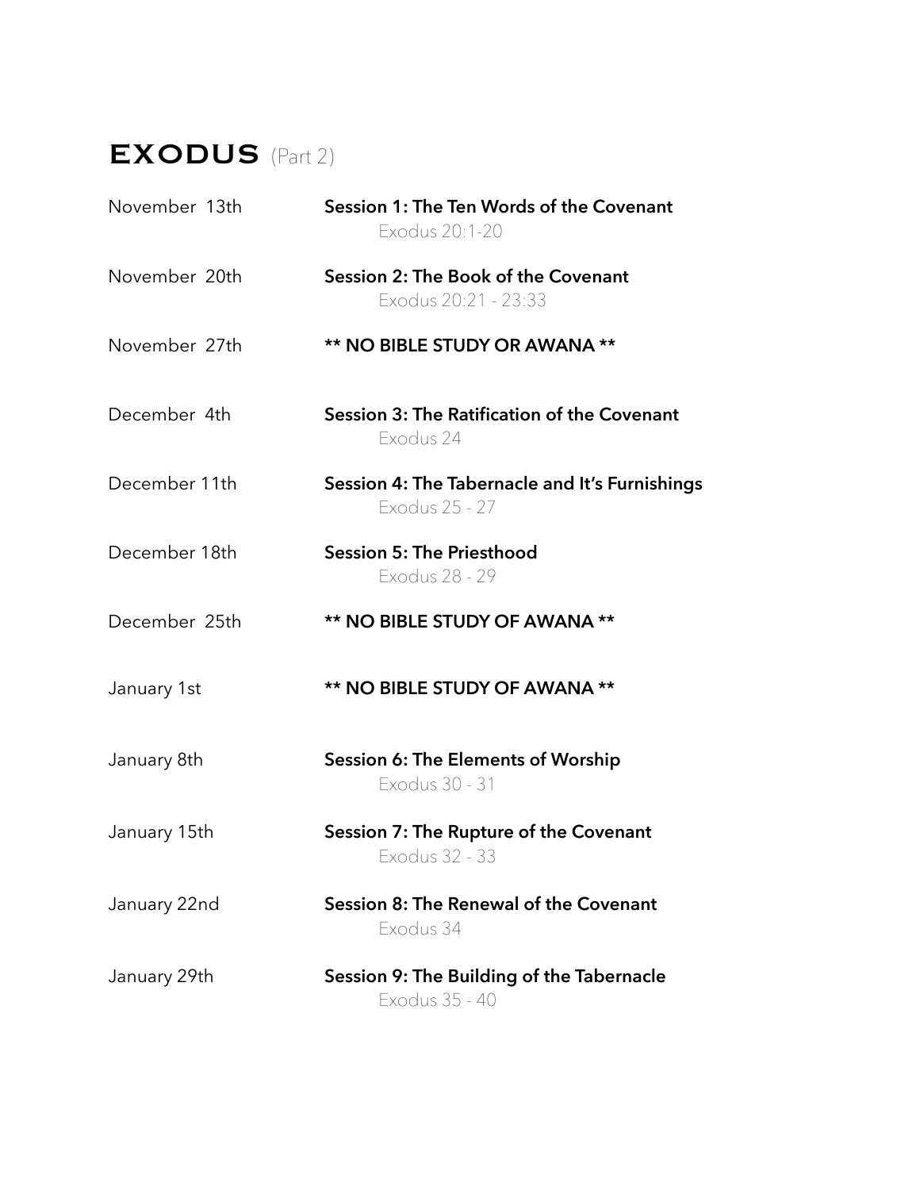# EXODUS (Part 2)

| | |
|---|---|
| November 13th | **Session 1: The Ten Words of the Covenant**<br>Exodus 20:1-20 |
| November 20th | **Session 2: The Book of the Covenant**<br>Exodus 20:21 - 23:33 |
| November 27th | **&#42;&#42; NO BIBLE STUDY OR AWANA &#42;&#42;** |
| December 4th | **Session 3: The Ratification of the Covenant**<br>Exodus 24 |
| December 11th | **Session 4: The Tabernacle and It's Furnishings**<br>Exodus 25 - 27 |
| December 18th | **Session 5: The Priesthood**<br>Exodus 28 - 29 |
| December 25th | **&#42;&#42; NO BIBLE STUDY OF AWANA &#42;&#42;** |
| January 1st | **&#42;&#42; NO BIBLE STUDY OF AWANA &#42;&#42;** |
| January 8th | **Session 6: The Elements of Worship**<br>Exodus 30 - 31 |
| January 15th | **Session 7: The Rupture of the Covenant**<br>Exodus 32 - 33 |
| January 22nd | **Session 8: The Renewal of the Covenant**<br>Exodus 34 |
| January 29th | **Session 9: The Building of the Tabernacle**<br>Exodus 35 - 40 |